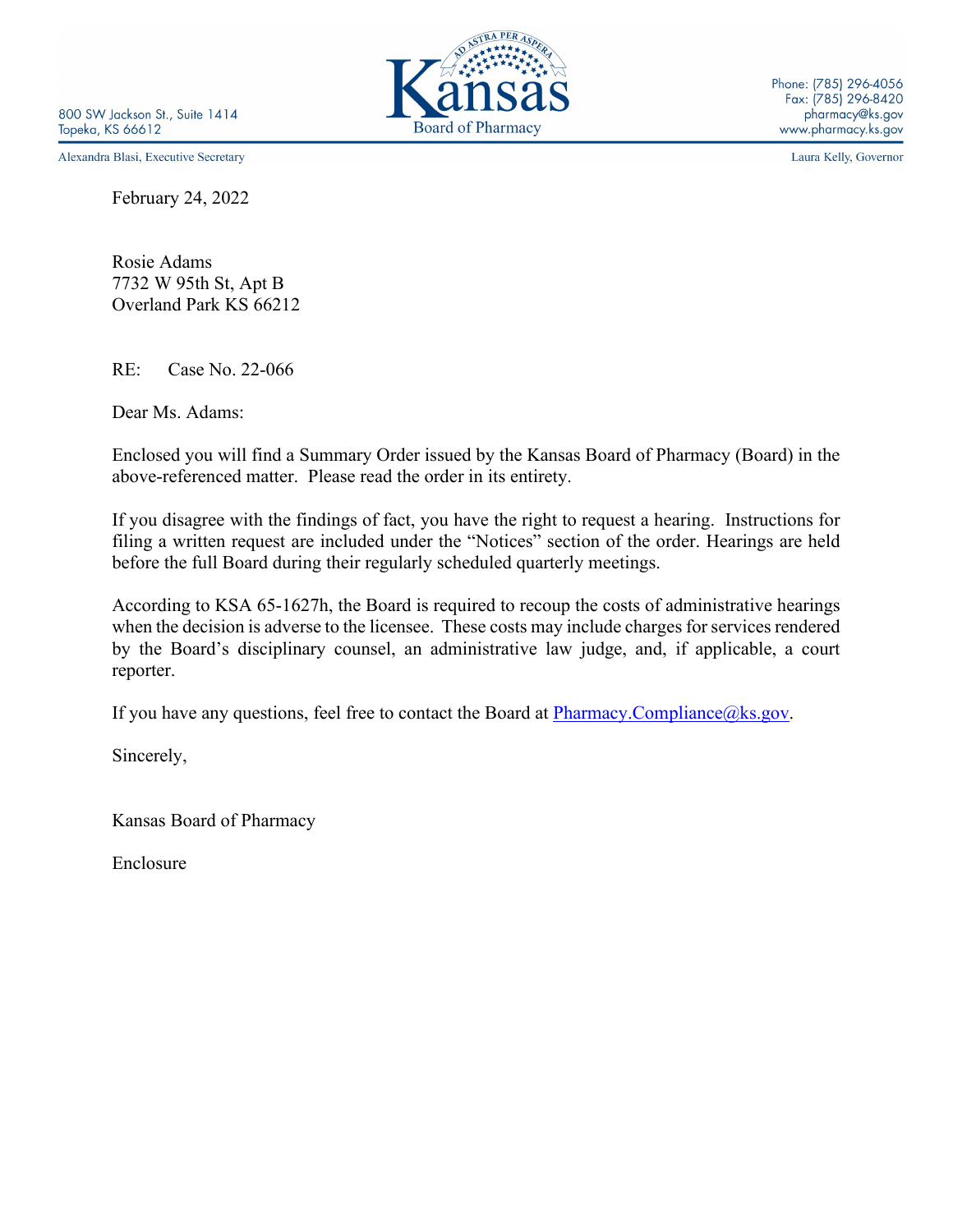800 SW Jackson St., Suite 1414
Topeka, KS 66612

Kansas Board of Pharmacy

Phone: (785) 296-4056
Fax: (785) 296-8420
pharmacy@ks.gov
www.pharmacy.ks.gov

Alexandra Blasi, Executive Secretary

Laura Kelly, Governor

February 24, 2022

Rosie Adams
7732 W 95th St, Apt B
Overland Park KS 66212

RE: Case No. 22-066

Dear Ms. Adams:

Enclosed you will find a Summary Order issued by the Kansas Board of Pharmacy (Board) in the above-referenced matter. Please read the order in its entirety.

If you disagree with the findings of fact, you have the right to request a hearing. Instructions for filing a written request are included under the "Notices" section of the order. Hearings are held before the full Board during their regularly scheduled quarterly meetings.

According to KSA 65-1627h, the Board is required to recoup the costs of administrative hearings when the decision is adverse to the licensee. These costs may include charges for services rendered by the Board's disciplinary counsel, an administrative law judge, and, if applicable, a court reporter.

If you have any questions, feel free to contact the Board at Pharmacy.Compliance@ks.gov.

Sincerely,

Kansas Board of Pharmacy

Enclosure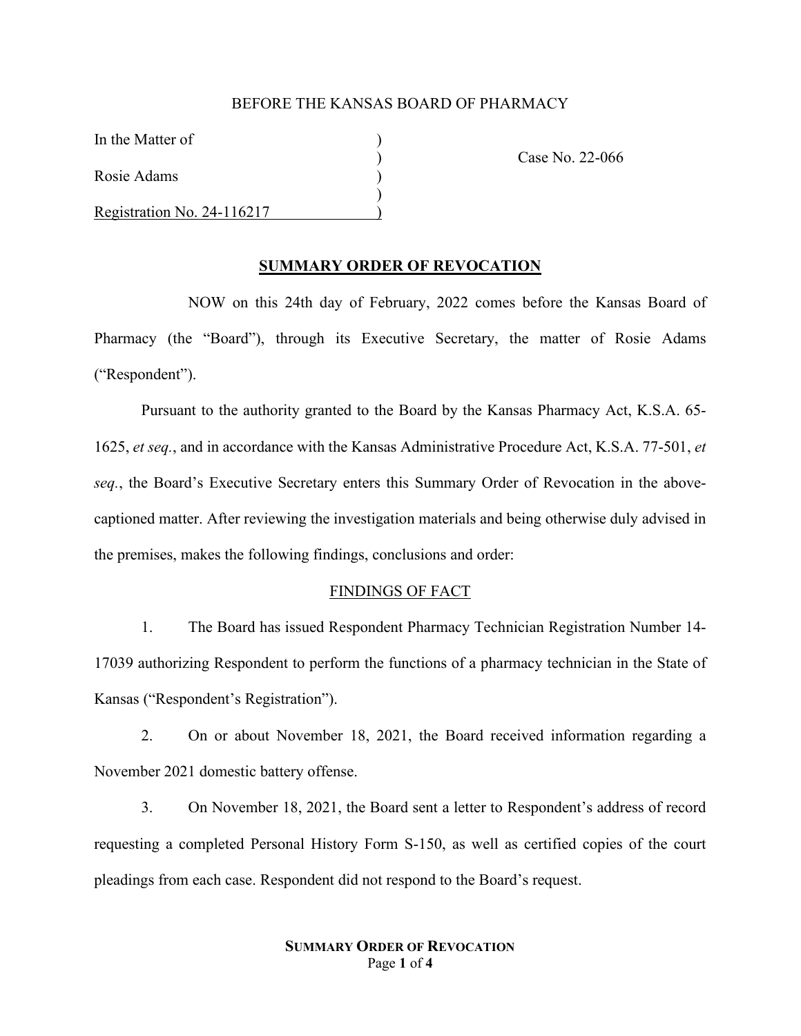BEFORE THE KANSAS BOARD OF PHARMACY

| In the Matter of | ) | Case No. 22-066 |
|---|---|---|
| | ) | |
| Rosie Adams | ) | |
| | ) | |
| Registration No. 24-116217 | ) | |

## SUMMARY ORDER OF REVOCATION

NOW on this 24th day of February, 2022 comes before the Kansas Board of Pharmacy (the "Board"), through its Executive Secretary, the matter of Rosie Adams ("Respondent").

Pursuant to the authority granted to the Board by the Kansas Pharmacy Act, K.S.A. 65-1625, *et seq.*, and in accordance with the Kansas Administrative Procedure Act, K.S.A. 77-501, *et seq.*, the Board's Executive Secretary enters this Summary Order of Revocation in the above-captioned matter. After reviewing the investigation materials and being otherwise duly advised in the premises, makes the following findings, conclusions and order:

### FINDINGS OF FACT

1. The Board has issued Respondent Pharmacy Technician Registration Number 14-17039 authorizing Respondent to perform the functions of a pharmacy technician in the State of Kansas ("Respondent's Registration").

2. On or about November 18, 2021, the Board received information regarding a November 2021 domestic battery offense.

3. On November 18, 2021, the Board sent a letter to Respondent's address of record requesting a completed Personal History Form S-150, as well as certified copies of the court pleadings from each case. Respondent did not respond to the Board's request.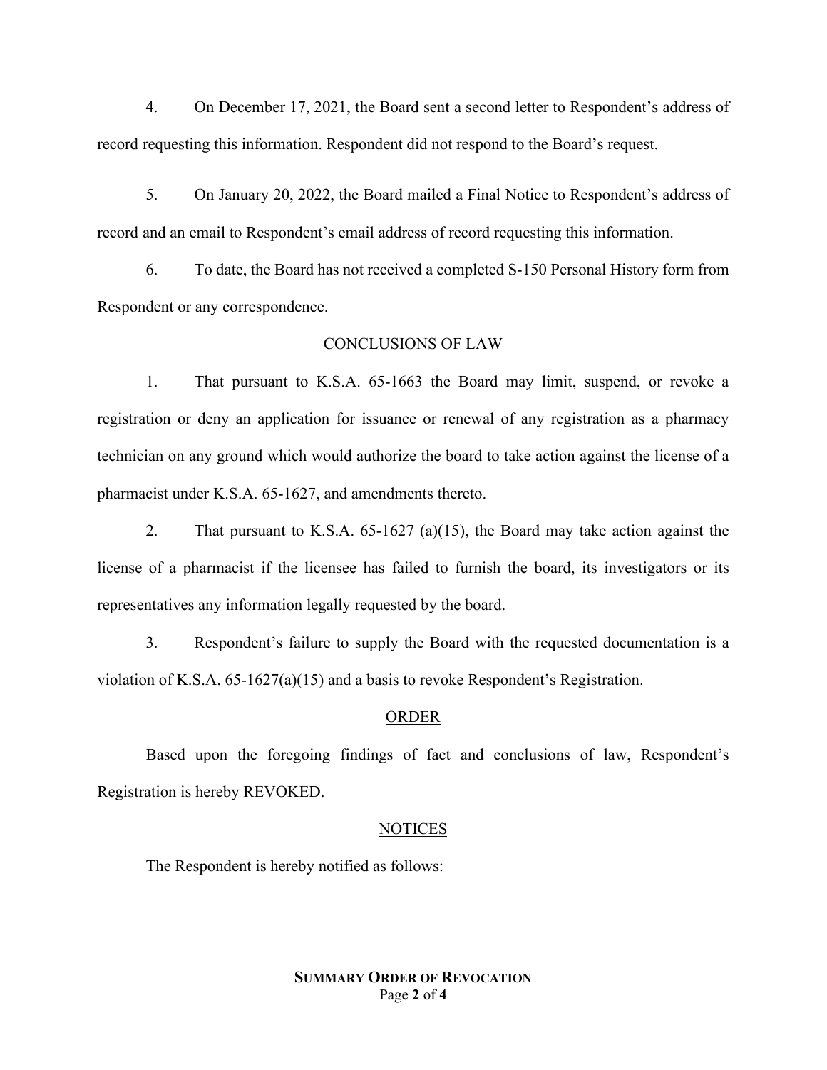4. On December 17, 2021, the Board sent a second letter to Respondent's address of record requesting this information. Respondent did not respond to the Board's request.

5. On January 20, 2022, the Board mailed a Final Notice to Respondent's address of record and an email to Respondent's email address of record requesting this information.

6. To date, the Board has not received a completed S-150 Personal History form from Respondent or any correspondence.

## CONCLUSIONS OF LAW

1. That pursuant to K.S.A. 65-1663 the Board may limit, suspend, or revoke a registration or deny an application for issuance or renewal of any registration as a pharmacy technician on any ground which would authorize the board to take action against the license of a pharmacist under K.S.A. 65-1627, and amendments thereto.

2. That pursuant to K.S.A. 65-1627 (a)(15), the Board may take action against the license of a pharmacist if the licensee has failed to furnish the board, its investigators or its representatives any information legally requested by the board.

3. Respondent's failure to supply the Board with the requested documentation is a violation of K.S.A. 65-1627(a)(15) and a basis to revoke Respondent's Registration.

## ORDER

Based upon the foregoing findings of fact and conclusions of law, Respondent's Registration is hereby REVOKED.

## NOTICES

The Respondent is hereby notified as follows: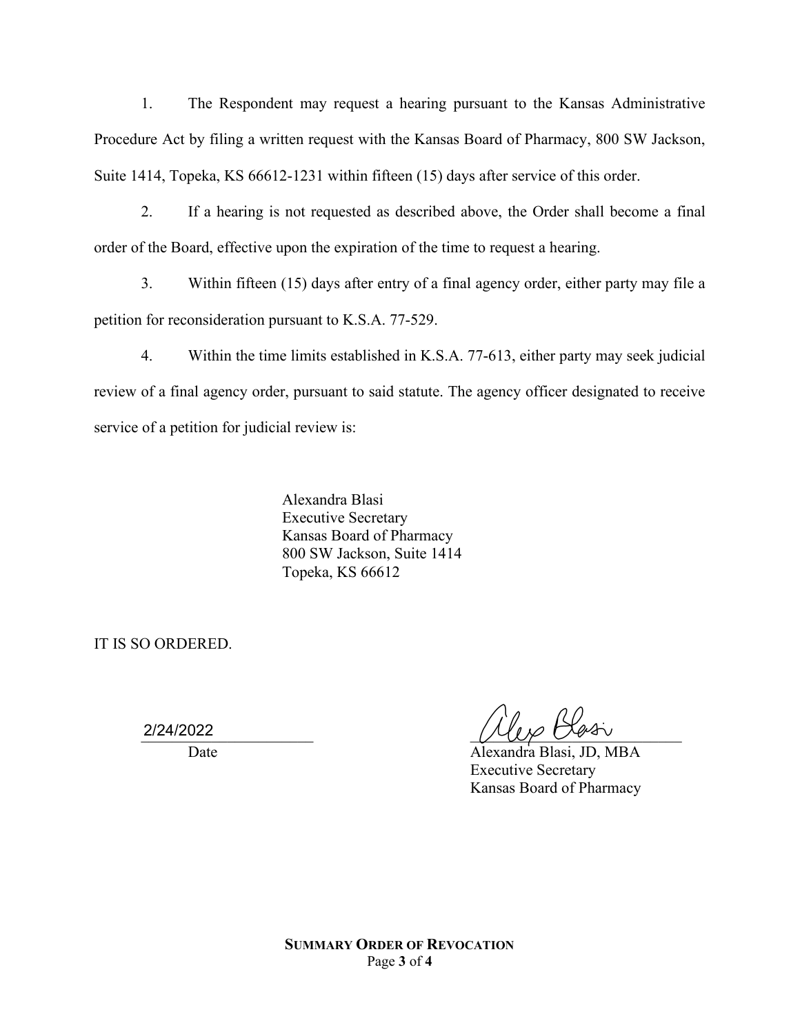1. The Respondent may request a hearing pursuant to the Kansas Administrative Procedure Act by filing a written request with the Kansas Board of Pharmacy, 800 SW Jackson, Suite 1414, Topeka, KS 66612-1231 within fifteen (15) days after service of this order.

2. If a hearing is not requested as described above, the Order shall become a final order of the Board, effective upon the expiration of the time to request a hearing.

3. Within fifteen (15) days after entry of a final agency order, either party may file a petition for reconsideration pursuant to K.S.A. 77-529.

4. Within the time limits established in K.S.A. 77-613, either party may seek judicial review of a final agency order, pursuant to said statute. The agency officer designated to receive service of a petition for judicial review is:

> Alexandra Blasi
> Executive Secretary
> Kansas Board of Pharmacy
> 800 SW Jackson, Suite 1414
> Topeka, KS 66612

IT IS SO ORDERED.

2/24/2022
Date

Alexandra Blasi, JD, MBA
Executive Secretary
Kansas Board of Pharmacy

**SUMMARY ORDER OF REVOCATION**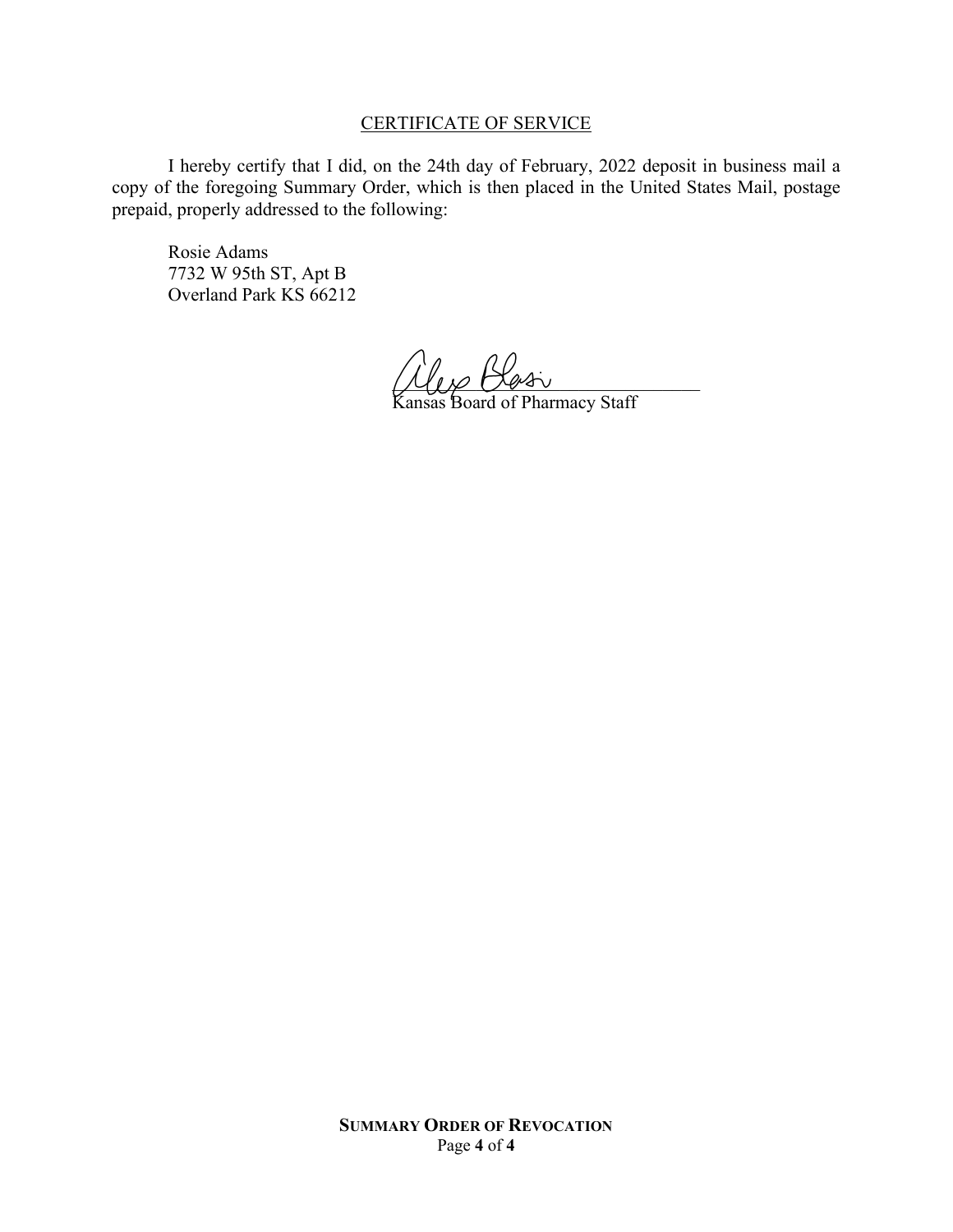## CERTIFICATE OF SERVICE

I hereby certify that I did, on the 24th day of February, 2022 deposit in business mail a copy of the foregoing Summary Order, which is then placed in the United States Mail, postage prepaid, properly addressed to the following:

Rosie Adams
7732 W 95th ST, Apt B
Overland Park KS 66212

Alex Blasi
Kansas Board of Pharmacy Staff

**SUMMARY ORDER OF REVOCATION**